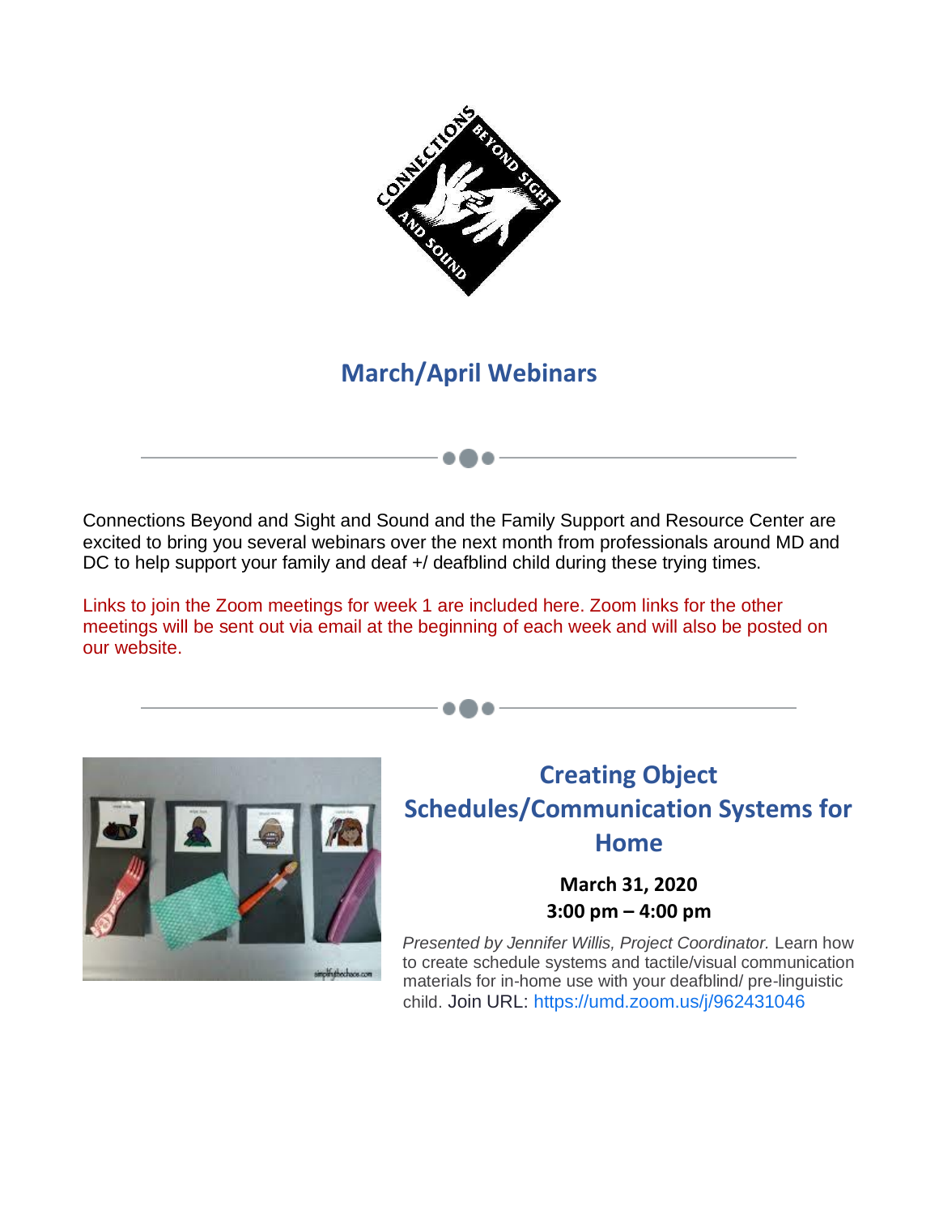# March/April Webinars

Connections Beyond and Sight and Sound and the Family Support and Resource Center are excited to bring you several webinars over the next month from professionals around MD and DC to help support your family and deaf +/ deafblind child during these trying times.

Links to join the Zoom meetings for week 1 are included here. Zoom links for the other meetings will be sent out via email at the beginning of each week and will also be posted on our website.

## Creating Object Schedules/Communication Systems for Home

**March 31, 2020**
**3:00 pm – 4:00 pm**

*Presented by Jennifer Willis, Project Coordinator.* Learn how to create schedule systems and tactile/visual communication materials for in-home use with your deafblind/ pre-linguistic child. Join URL: https://umd.zoom.us/j/962431046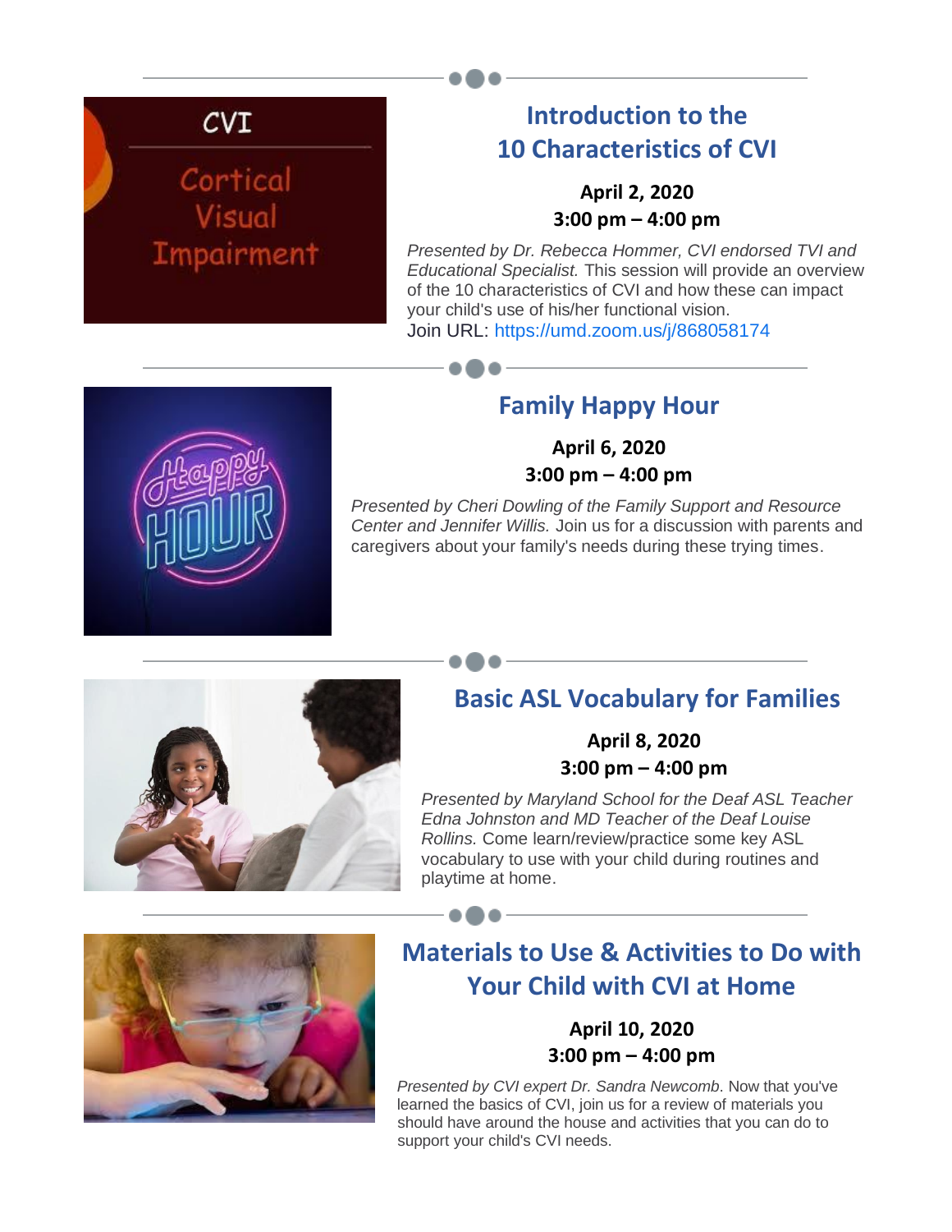## Introduction to the 10 Characteristics of CVI

**April 2, 2020**
**3:00 pm – 4:00 pm**

*Presented by Dr. Rebecca Hommer, CVI endorsed TVI and Educational Specialist.* This session will provide an overview of the 10 characteristics of CVI and how these can impact your child's use of his/her functional vision.
Join URL: https://umd.zoom.us/j/868058174

## Family Happy Hour

**April 6, 2020**
**3:00 pm – 4:00 pm**

*Presented by Cheri Dowling of the Family Support and Resource Center and Jennifer Willis.* Join us for a discussion with parents and caregivers about your family's needs during these trying times.

## Basic ASL Vocabulary for Families

**April 8, 2020**
**3:00 pm – 4:00 pm**

*Presented by Maryland School for the Deaf ASL Teacher Edna Johnston and MD Teacher of the Deaf Louise Rollins.* Come learn/review/practice some key ASL vocabulary to use with your child during routines and playtime at home.

## Materials to Use & Activities to Do with Your Child with CVI at Home

**April 10, 2020**
**3:00 pm – 4:00 pm**

*Presented by CVI expert Dr. Sandra Newcomb.* Now that you've learned the basics of CVI, join us for a review of materials you should have around the house and activities that you can do to support your child's CVI needs.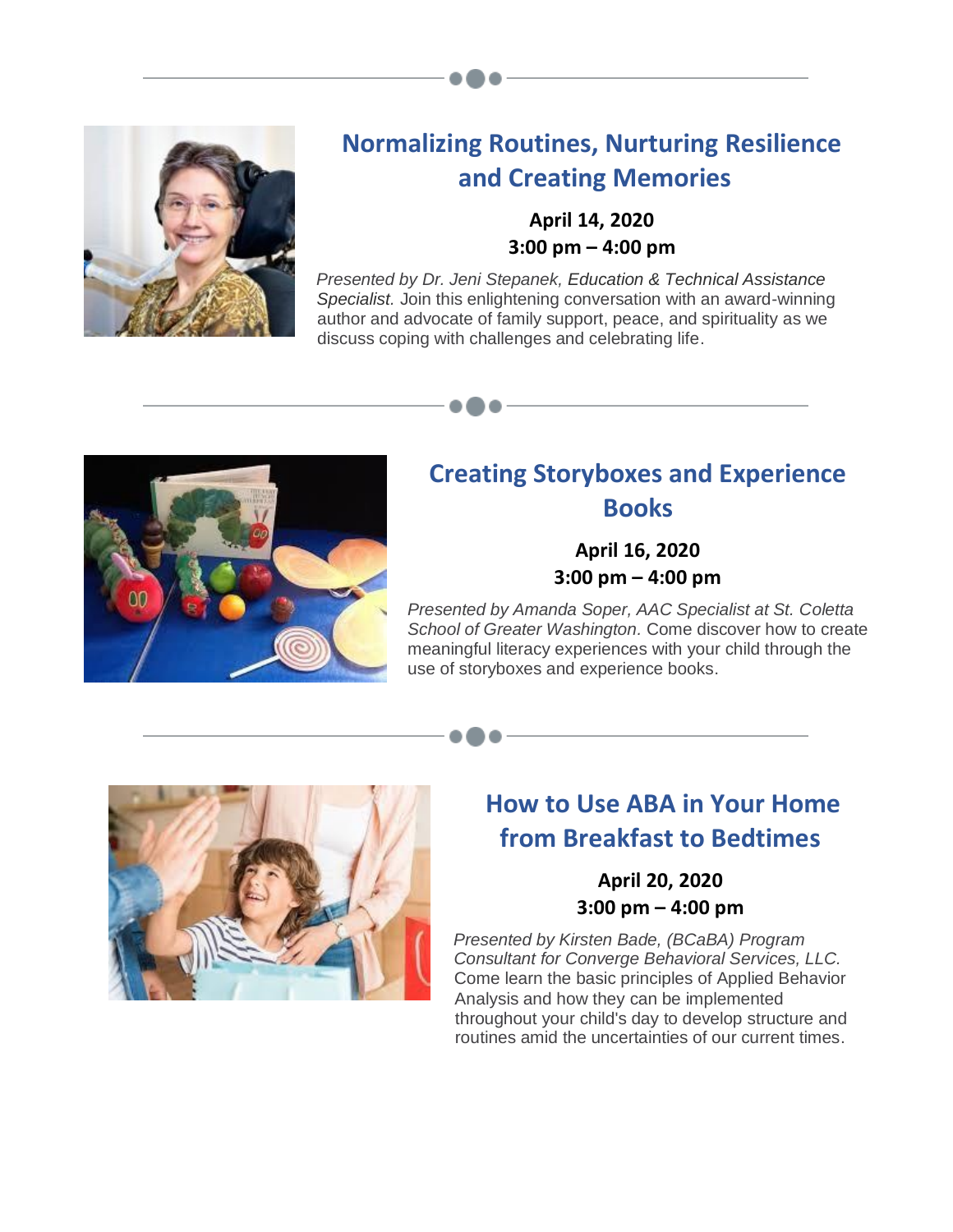## Normalizing Routines, Nurturing Resilience and Creating Memories

**April 14, 2020**
**3:00 pm – 4:00 pm**

*Presented by Dr. Jeni Stepanek, Education & Technical Assistance Specialist.* Join this enlightening conversation with an award-winning author and advocate of family support, peace, and spirituality as we discuss coping with challenges and celebrating life.

## Creating Storyboxes and Experience Books

**April 16, 2020**
**3:00 pm – 4:00 pm**

*Presented by Amanda Soper, AAC Specialist at St. Coletta School of Greater Washington.* Come discover how to create meaningful literacy experiences with your child through the use of storyboxes and experience books.

## How to Use ABA in Your Home from Breakfast to Bedtimes

**April 20, 2020**
**3:00 pm – 4:00 pm**

*Presented by Kirsten Bade, (BCaBA) Program Consultant for Converge Behavioral Services, LLC.* Come learn the basic principles of Applied Behavior Analysis and how they can be implemented throughout your child's day to develop structure and routines amid the uncertainties of our current times.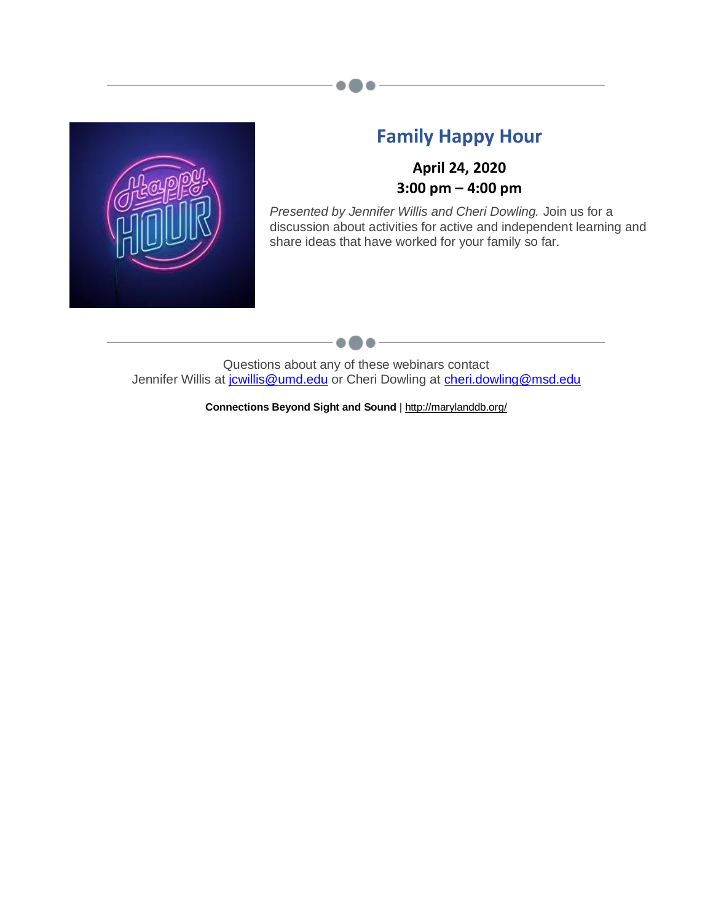## Family Happy Hour

**April 24, 2020**
**3:00 pm – 4:00 pm**

*Presented by Jennifer Willis and Cheri Dowling.* Join us for a discussion about activities for active and independent learning and share ideas that have worked for your family so far.

---

Questions about any of these webinars contact
Jennifer Willis at jcwillis@umd.edu or Cheri Dowling at cheri.dowling@msd.edu

**Connections Beyond Sight and Sound** | http://marylanddb.org/